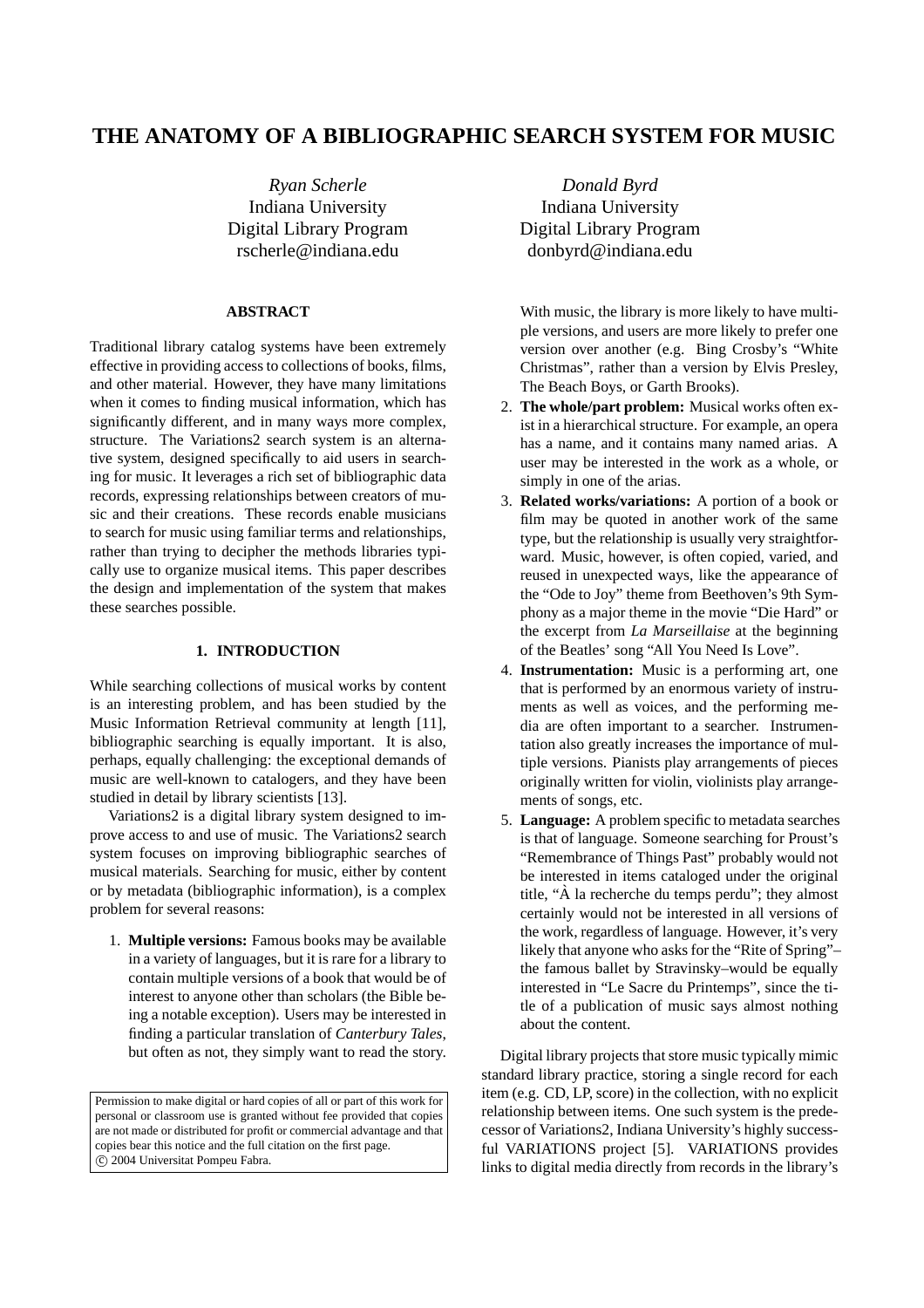# THE ANATOMY OF A BIBLIOGRAPHIC SEARCH SYSTEM FOR MUSIC

*Ryan Scherle*
Indiana University
Digital Library Program
rscherle@indiana.edu

*Donald Byrd*
Indiana University
Digital Library Program
donbyrd@indiana.edu

## ABSTRACT

Traditional library catalog systems have been extremely effective in providing access to collections of books, films, and other material. However, they have many limitations when it comes to finding musical information, which has significantly different, and in many ways more complex, structure. The Variations2 search system is an alternative system, designed specifically to aid users in searching for music. It leverages a rich set of bibliographic data records, expressing relationships between creators of music and their creations. These records enable musicians to search for music using familiar terms and relationships, rather than trying to decipher the methods libraries typically use to organize musical items. This paper describes the design and implementation of the system that makes these searches possible.

## 1. INTRODUCTION

While searching collections of musical works by content is an interesting problem, and has been studied by the Music Information Retrieval community at length [11], bibliographic searching is equally important. It is also, perhaps, equally challenging: the exceptional demands of music are well-known to catalogers, and they have been studied in detail by library scientists [13].

Variations2 is a digital library system designed to improve access to and use of music. The Variations2 search system focuses on improving bibliographic searches of musical materials. Searching for music, either by content or by metadata (bibliographic information), is a complex problem for several reasons:

1. **Multiple versions:** Famous books may be available in a variety of languages, but it is rare for a library to contain multiple versions of a book that would be of interest to anyone other than scholars (the Bible being a notable exception). Users may be interested in finding a particular translation of *Canterbury Tales*, but often as not, they simply want to read the story. With music, the library is more likely to have multiple versions, and users are more likely to prefer one version over another (e.g. Bing Crosby's "White Christmas", rather than a version by Elvis Presley, The Beach Boys, or Garth Brooks).
2. **The whole/part problem:** Musical works often exist in a hierarchical structure. For example, an opera has a name, and it contains many named arias. A user may be interested in the work as a whole, or simply in one of the arias.
3. **Related works/variations:** A portion of a book or film may be quoted in another work of the same type, but the relationship is usually very straightforward. Music, however, is often copied, varied, and reused in unexpected ways, like the appearance of the "Ode to Joy" theme from Beethoven's 9th Symphony as a major theme in the movie "Die Hard" or the excerpt from *La Marseillaise* at the beginning of the Beatles' song "All You Need Is Love".
4. **Instrumentation:** Music is a performing art, one that is performed by an enormous variety of instruments as well as voices, and the performing media are often important to a searcher. Instrumentation also greatly increases the importance of multiple versions. Pianists play arrangements of pieces originally written for violin, violinists play arrangements of songs, etc.
5. **Language:** A problem specific to metadata searches is that of language. Someone searching for Proust's "Remembrance of Things Past" probably would not be interested in items cataloged under the original title, "À la recherche du temps perdu"; they almost certainly would not be interested in all versions of the work, regardless of language. However, it's very likely that anyone who asks for the "Rite of Spring"– the famous ballet by Stravinsky–would be equally interested in "Le Sacre du Printemps", since the title of a publication of music says almost nothing about the content.

Digital library projects that store music typically mimic standard library practice, storing a single record for each item (e.g. CD, LP, score) in the collection, with no explicit relationship between items. One such system is the predecessor of Variations2, Indiana University's highly successful VARIATIONS project [5]. VARIATIONS provides links to digital media directly from records in the library's

Permission to make digital or hard copies of all or part of this work for personal or classroom use is granted without fee provided that copies are not made or distributed for profit or commercial advantage and that copies bear this notice and the full citation on the first page.
© 2004 Universitat Pompeu Fabra.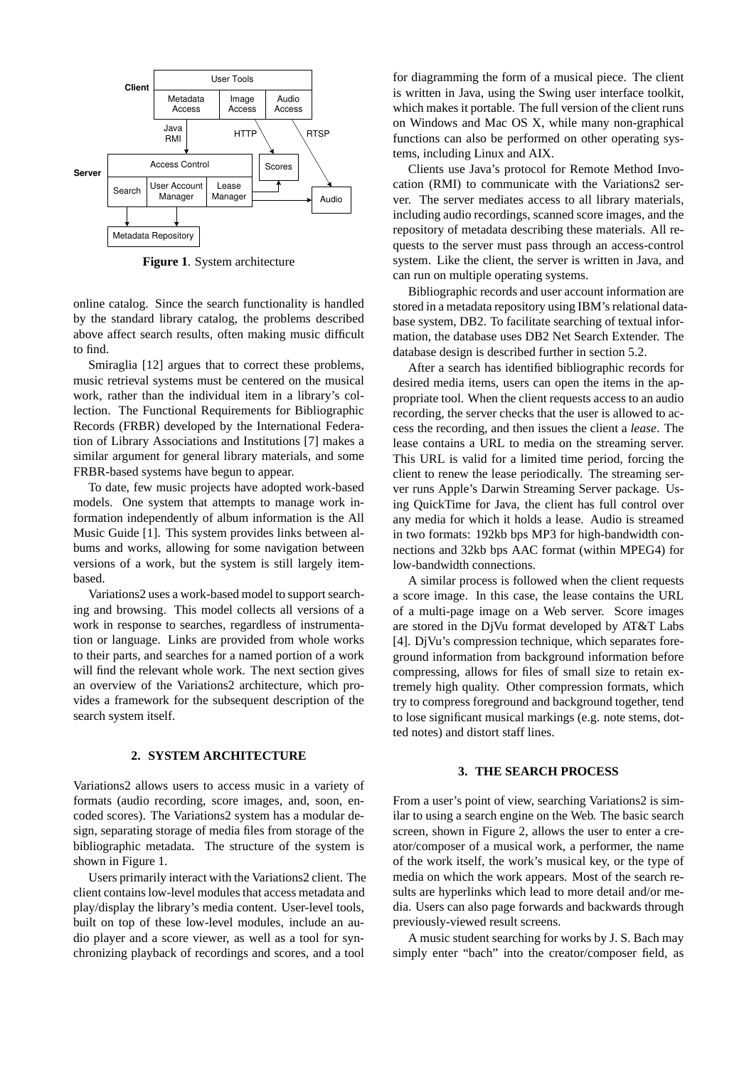**Figure 1**. System architecture

online catalog. Since the search functionality is handled by the standard library catalog, the problems described above affect search results, often making music difficult to find.

Smiraglia [12] argues that to correct these problems, music retrieval systems must be centered on the musical work, rather than the individual item in a library's collection. The Functional Requirements for Bibliographic Records (FRBR) developed by the International Federation of Library Associations and Institutions [7] makes a similar argument for general library materials, and some FRBR-based systems have begun to appear.

To date, few music projects have adopted work-based models. One system that attempts to manage work information independently of album information is the All Music Guide [1]. This system provides links between albums and works, allowing for some navigation between versions of a work, but the system is still largely item-based.

Variations2 uses a work-based model to support searching and browsing. This model collects all versions of a work in response to searches, regardless of instrumentation or language. Links are provided from whole works to their parts, and searches for a named portion of a work will find the relevant whole work. The next section gives an overview of the Variations2 architecture, which provides a framework for the subsequent description of the search system itself.

## 2. SYSTEM ARCHITECTURE

Variations2 allows users to access music in a variety of formats (audio recording, score images, and, soon, encoded scores). The Variations2 system has a modular design, separating storage of media files from storage of the bibliographic metadata. The structure of the system is shown in Figure 1.

Users primarily interact with the Variations2 client. The client contains low-level modules that access metadata and play/display the library's media content. User-level tools, built on top of these low-level modules, include an audio player and a score viewer, as well as a tool for synchronizing playback of recordings and scores, and a tool for diagramming the form of a musical piece. The client is written in Java, using the Swing user interface toolkit, which makes it portable. The full version of the client runs on Windows and Mac OS X, while many non-graphical functions can also be performed on other operating systems, including Linux and AIX.

Clients use Java's protocol for Remote Method Invocation (RMI) to communicate with the Variations2 server. The server mediates access to all library materials, including audio recordings, scanned score images, and the repository of metadata describing these materials. All requests to the server must pass through an access-control system. Like the client, the server is written in Java, and can run on multiple operating systems.

Bibliographic records and user account information are stored in a metadata repository using IBM's relational database system, DB2. To facilitate searching of textual information, the database uses DB2 Net Search Extender. The database design is described further in section 5.2.

After a search has identified bibliographic records for desired media items, users can open the items in the appropriate tool. When the client requests access to an audio recording, the server checks that the user is allowed to access the recording, and then issues the client a *lease*. The lease contains a URL to media on the streaming server. This URL is valid for a limited time period, forcing the client to renew the lease periodically. The streaming server runs Apple's Darwin Streaming Server package. Using QuickTime for Java, the client has full control over any media for which it holds a lease. Audio is streamed in two formats: 192kb bps MP3 for high-bandwidth connections and 32kb bps AAC format (within MPEG4) for low-bandwidth connections.

A similar process is followed when the client requests a score image. In this case, the lease contains the URL of a multi-page image on a Web server. Score images are stored in the DjVu format developed by AT&T Labs [4]. DjVu's compression technique, which separates foreground information from background information before compressing, allows for files of small size to retain extremely high quality. Other compression formats, which try to compress foreground and background together, tend to lose significant musical markings (e.g. note stems, dotted notes) and distort staff lines.

## 3. THE SEARCH PROCESS

From a user's point of view, searching Variations2 is similar to using a search engine on the Web. The basic search screen, shown in Figure 2, allows the user to enter a creator/composer of a musical work, a performer, the name of the work itself, the work's musical key, or the type of media on which the work appears. Most of the search results are hyperlinks which lead to more detail and/or media. Users can also page forwards and backwards through previously-viewed result screens.

A music student searching for works by J. S. Bach may simply enter "bach" into the creator/composer field, as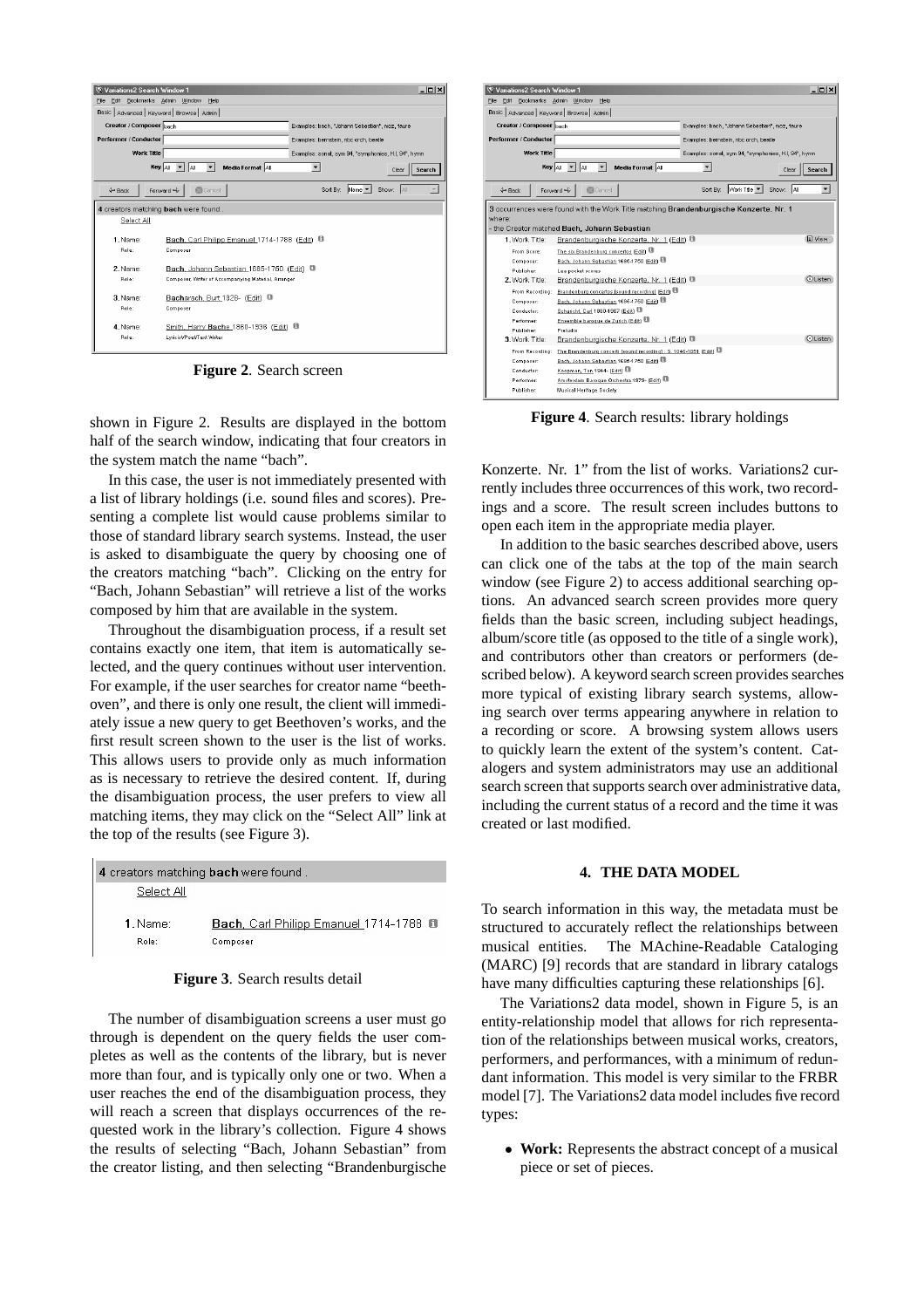**Figure 2**. Search screen

shown in Figure 2. Results are displayed in the bottom half of the search window, indicating that four creators in the system match the name "bach".

In this case, the user is not immediately presented with a list of library holdings (i.e. sound files and scores). Presenting a complete list would cause problems similar to those of standard library search systems. Instead, the user is asked to disambiguate the query by choosing one of the creators matching "bach". Clicking on the entry for "Bach, Johann Sebastian" will retrieve a list of the works composed by him that are available in the system.

Throughout the disambiguation process, if a result set contains exactly one item, that item is automatically selected, and the query continues without user intervention. For example, if the user searches for creator name "beethoven", and there is only one result, the client will immediately issue a new query to get Beethoven's works, and the first result screen shown to the user is the list of works. This allows users to provide only as much information as is necessary to retrieve the desired content. If, during the disambiguation process, the user prefers to view all matching items, they may click on the "Select All" link at the top of the results (see Figure 3).

**Figure 3**. Search results detail

The number of disambiguation screens a user must go through is dependent on the query fields the user completes as well as the contents of the library, but is never more than four, and is typically only one or two. When a user reaches the end of the disambiguation process, they will reach a screen that displays occurrences of the requested work in the library's collection. Figure 4 shows the results of selecting "Bach, Johann Sebastian" from the creator listing, and then selecting "Brandenburgische Konzerte. Nr. 1" from the list of works. Variations2 currently includes three occurrences of this work, two recordings and a score. The result screen includes buttons to open each item in the appropriate media player.

**Figure 4**. Search results: library holdings

In addition to the basic searches described above, users can click one of the tabs at the top of the main search window (see Figure 2) to access additional searching options. An advanced search screen provides more query fields than the basic screen, including subject headings, album/score title (as opposed to the title of a single work), and contributors other than creators or performers (described below). A keyword search screen provides searches more typical of existing library search systems, allowing search over terms appearing anywhere in relation to a recording or score. A browsing system allows users to quickly learn the extent of the system's content. Catalogers and system administrators may use an additional search screen that supports search over administrative data, including the current status of a record and the time it was created or last modified.

## 4. THE DATA MODEL

To search information in this way, the metadata must be structured to accurately reflect the relationships between musical entities. The MAchine-Readable Cataloging (MARC) [9] records that are standard in library catalogs have many difficulties capturing these relationships [6].

The Variations2 data model, shown in Figure 5, is an entity-relationship model that allows for rich representation of the relationships between musical works, creators, performers, and performances, with a minimum of redundant information. This model is very similar to the FRBR model [7]. The Variations2 data model includes five record types:

- **Work:** Represents the abstract concept of a musical piece or set of pieces.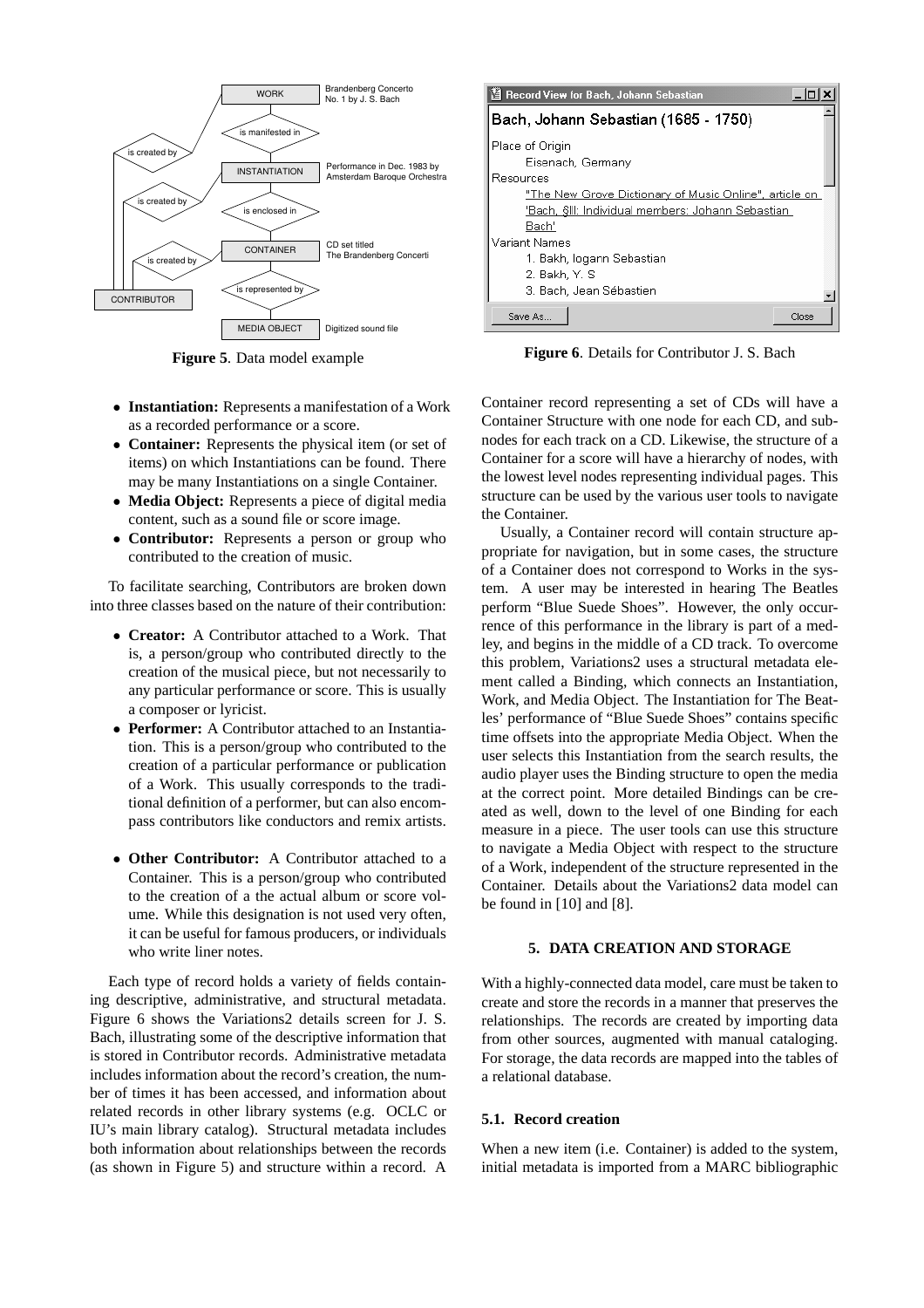Figure 5. Data model example

Figure 6. Details for Contributor J. S. Bach

- **Instantiation:** Represents a manifestation of a Work as a recorded performance or a score.
- **Container:** Represents the physical item (or set of items) on which Instantiations can be found. There may be many Instantiations on a single Container.
- **Media Object:** Represents a piece of digital media content, such as a sound file or score image.
- **Contributor:** Represents a person or group who contributed to the creation of music.

To facilitate searching, Contributors are broken down into three classes based on the nature of their contribution:

- **Creator:** A Contributor attached to a Work. That is, a person/group who contributed directly to the creation of the musical piece, but not necessarily to any particular performance or score. This is usually a composer or lyricist.
- **Performer:** A Contributor attached to an Instantiation. This is a person/group who contributed to the creation of a particular performance or publication of a Work. This usually corresponds to the traditional definition of a performer, but can also encompass contributors like conductors and remix artists.
- **Other Contributor:** A Contributor attached to a Container. This is a person/group who contributed to the creation of a the actual album or score volume. While this designation is not used very often, it can be useful for famous producers, or individuals who write liner notes.

Each type of record holds a variety of fields containing descriptive, administrative, and structural metadata. Figure 6 shows the Variations2 details screen for J. S. Bach, illustrating some of the descriptive information that is stored in Contributor records. Administrative metadata includes information about the record's creation, the number of times it has been accessed, and information about related records in other library systems (e.g. OCLC or IU's main library catalog). Structural metadata includes both information about relationships between the records (as shown in Figure 5) and structure within a record. A Container record representing a set of CDs will have a Container Structure with one node for each CD, and subnodes for each track on a CD. Likewise, the structure of a Container for a score will have a hierarchy of nodes, with the lowest level nodes representing individual pages. This structure can be used by the various user tools to navigate the Container.

Usually, a Container record will contain structure appropriate for navigation, but in some cases, the structure of a Container does not correspond to Works in the system. A user may be interested in hearing The Beatles perform "Blue Suede Shoes". However, the only occurrence of this performance in the library is part of a medley, and begins in the middle of a CD track. To overcome this problem, Variations2 uses a structural metadata element called a Binding, which connects an Instantiation, Work, and Media Object. The Instantiation for The Beatles' performance of "Blue Suede Shoes" contains specific time offsets into the appropriate Media Object. When the user selects this Instantiation from the search results, the audio player uses the Binding structure to open the media at the correct point. More detailed Bindings can be created as well, down to the level of one Binding for each measure in a piece. The user tools can use this structure to navigate a Media Object with respect to the structure of a Work, independent of the structure represented in the Container. Details about the Variations2 data model can be found in [10] and [8].

## 5. DATA CREATION AND STORAGE

With a highly-connected data model, care must be taken to create and store the records in a manner that preserves the relationships. The records are created by importing data from other sources, augmented with manual cataloging. For storage, the data records are mapped into the tables of a relational database.

### 5.1. Record creation

When a new item (i.e. Container) is added to the system, initial metadata is imported from a MARC bibliographic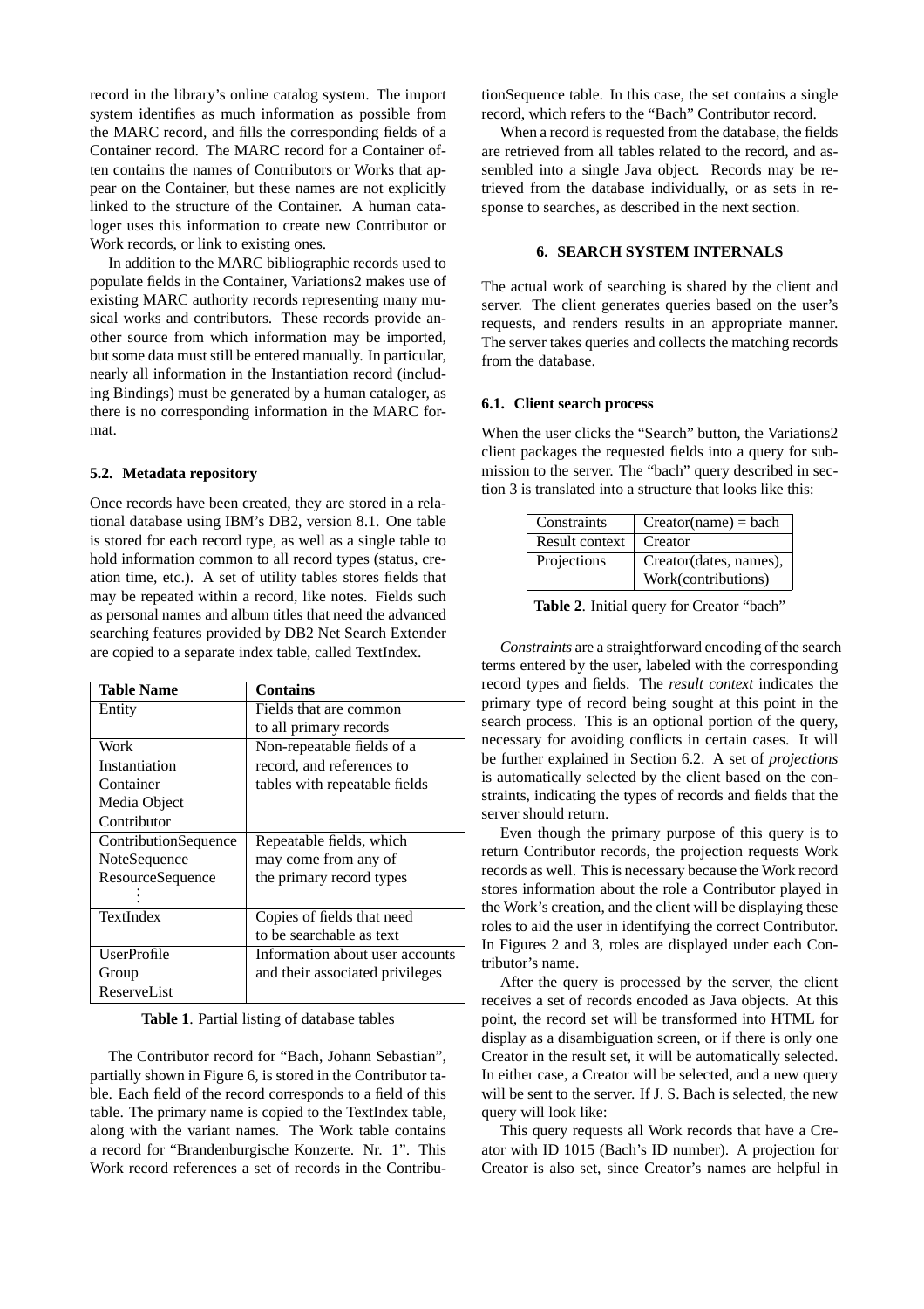record in the library's online catalog system. The import system identifies as much information as possible from the MARC record, and fills the corresponding fields of a Container record. The MARC record for a Container often contains the names of Contributors or Works that appear on the Container, but these names are not explicitly linked to the structure of the Container. A human cataloger uses this information to create new Contributor or Work records, or link to existing ones.

In addition to the MARC bibliographic records used to populate fields in the Container, Variations2 makes use of existing MARC authority records representing many musical works and contributors. These records provide another source from which information may be imported, but some data must still be entered manually. In particular, nearly all information in the Instantiation record (including Bindings) must be generated by a human cataloger, as there is no corresponding information in the MARC format.

### 5.2. Metadata repository

Once records have been created, they are stored in a relational database using IBM's DB2, version 8.1. One table is stored for each record type, as well as a single table to hold information common to all record types (status, creation time, etc.). A set of utility tables stores fields that may be repeated within a record, like notes. Fields such as personal names and album titles that need the advanced searching features provided by DB2 Net Search Extender are copied to a separate index table, called TextIndex.

| Table Name | Contains |
|---|---|
| Entity | Fields that are common to all primary records |
| Work<br>Instantiation<br>Container<br>Media Object<br>Contributor | Non-repeatable fields of a record, and references to tables with repeatable fields |
| ContributionSequence<br>NoteSequence<br>ResourceSequence<br>⋮ | Repeatable fields, which may come from any of the primary record types |
| TextIndex | Copies of fields that need to be searchable as text |
| UserProfile<br>Group<br>ReserveList | Information about user accounts and their associated privileges |

**Table 1**. Partial listing of database tables

The Contributor record for "Bach, Johann Sebastian", partially shown in Figure 6, is stored in the Contributor table. Each field of the record corresponds to a field of this table. The primary name is copied to the TextIndex table, along with the variant names. The Work table contains a record for "Brandenburgische Konzerte. Nr. 1". This Work record references a set of records in the ContributionSequence table. In this case, the set contains a single record, which refers to the "Bach" Contributor record.

When a record is requested from the database, the fields are retrieved from all tables related to the record, and assembled into a single Java object. Records may be retrieved from the database individually, or as sets in response to searches, as described in the next section.

## 6. SEARCH SYSTEM INTERNALS

The actual work of searching is shared by the client and server. The client generates queries based on the user's requests, and renders results in an appropriate manner. The server takes queries and collects the matching records from the database.

### 6.1. Client search process

When the user clicks the "Search" button, the Variations2 client packages the requested fields into a query for submission to the server. The "bach" query described in section 3 is translated into a structure that looks like this:

| Constraints | Creator(name) = bach |
|---|---|
| Result context | Creator |
| Projections | Creator(dates, names), Work(contributions) |

**Table 2**. Initial query for Creator "bach"

*Constraints* are a straightforward encoding of the search terms entered by the user, labeled with the corresponding record types and fields. The *result context* indicates the primary type of record being sought at this point in the search process. This is an optional portion of the query, necessary for avoiding conflicts in certain cases. It will be further explained in Section 6.2. A set of *projections* is automatically selected by the client based on the constraints, indicating the types of records and fields that the server should return.

Even though the primary purpose of this query is to return Contributor records, the projection requests Work records as well. This is necessary because the Work record stores information about the role a Contributor played in the Work's creation, and the client will be displaying these roles to aid the user in identifying the correct Contributor. In Figures 2 and 3, roles are displayed under each Contributor's name.

After the query is processed by the server, the client receives a set of records encoded as Java objects. At this point, the record set will be transformed into HTML for display as a disambiguation screen, or if there is only one Creator in the result set, it will be automatically selected. In either case, a Creator will be selected, and a new query will be sent to the server. If J. S. Bach is selected, the new query will look like:

This query requests all Work records that have a Creator with ID 1015 (Bach's ID number). A projection for Creator is also set, since Creator's names are helpful in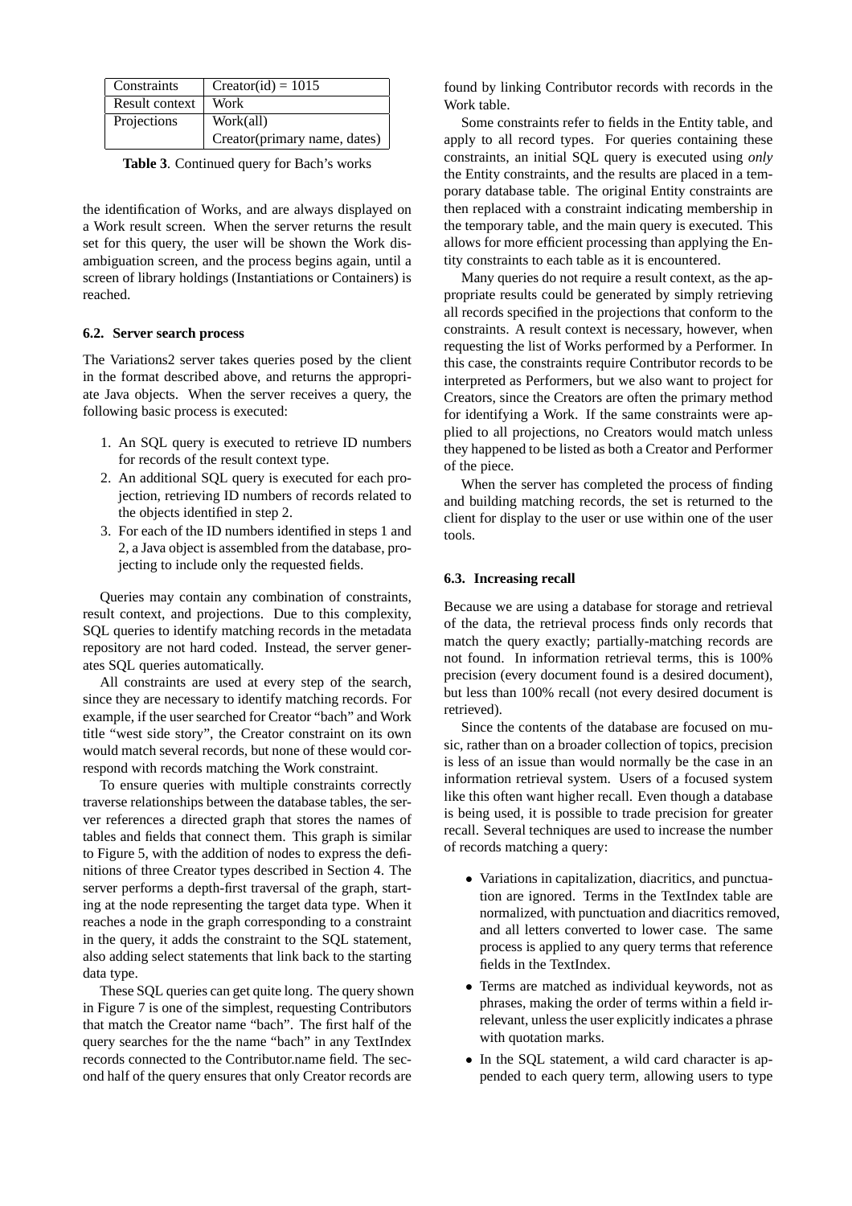| Constraints | Creator(id) = 1015 |
|---|---|
| Result context | Work |
| Projections | Work(all) |
| | Creator(primary name, dates) |

**Table 3**. Continued query for Bach's works

the identification of Works, and are always displayed on a Work result screen. When the server returns the result set for this query, the user will be shown the Work disambiguation screen, and the process begins again, until a screen of library holdings (Instantiations or Containers) is reached.

### 6.2. Server search process

The Variations2 server takes queries posed by the client in the format described above, and returns the appropriate Java objects. When the server receives a query, the following basic process is executed:

1. An SQL query is executed to retrieve ID numbers for records of the result context type.
2. An additional SQL query is executed for each projection, retrieving ID numbers of records related to the objects identified in step 2.
3. For each of the ID numbers identified in steps 1 and 2, a Java object is assembled from the database, projecting to include only the requested fields.

Queries may contain any combination of constraints, result context, and projections. Due to this complexity, SQL queries to identify matching records in the metadata repository are not hard coded. Instead, the server generates SQL queries automatically.

All constraints are used at every step of the search, since they are necessary to identify matching records. For example, if the user searched for Creator "bach" and Work title "west side story", the Creator constraint on its own would match several records, but none of these would correspond with records matching the Work constraint.

To ensure queries with multiple constraints correctly traverse relationships between the database tables, the server references a directed graph that stores the names of tables and fields that connect them. This graph is similar to Figure 5, with the addition of nodes to express the definitions of three Creator types described in Section 4. The server performs a depth-first traversal of the graph, starting at the node representing the target data type. When it reaches a node in the graph corresponding to a constraint in the query, it adds the constraint to the SQL statement, also adding select statements that link back to the starting data type.

These SQL queries can get quite long. The query shown in Figure 7 is one of the simplest, requesting Contributors that match the Creator name "bach". The first half of the query searches for the the name "bach" in any TextIndex records connected to the Contributor.name field. The second half of the query ensures that only Creator records are found by linking Contributor records with records in the Work table.

Some constraints refer to fields in the Entity table, and apply to all record types. For queries containing these constraints, an initial SQL query is executed using *only* the Entity constraints, and the results are placed in a temporary database table. The original Entity constraints are then replaced with a constraint indicating membership in the temporary table, and the main query is executed. This allows for more efficient processing than applying the Entity constraints to each table as it is encountered.

Many queries do not require a result context, as the appropriate results could be generated by simply retrieving all records specified in the projections that conform to the constraints. A result context is necessary, however, when requesting the list of Works performed by a Performer. In this case, the constraints require Contributor records to be interpreted as Performers, but we also want to project for Creators, since the Creators are often the primary method for identifying a Work. If the same constraints were applied to all projections, no Creators would match unless they happened to be listed as both a Creator and Performer of the piece.

When the server has completed the process of finding and building matching records, the set is returned to the client for display to the user or use within one of the user tools.

### 6.3. Increasing recall

Because we are using a database for storage and retrieval of the data, the retrieval process finds only records that match the query exactly; partially-matching records are not found. In information retrieval terms, this is 100% precision (every document found is a desired document), but less than 100% recall (not every desired document is retrieved).

Since the contents of the database are focused on music, rather than on a broader collection of topics, precision is less of an issue than would normally be the case in an information retrieval system. Users of a focused system like this often want higher recall. Even though a database is being used, it is possible to trade precision for greater recall. Several techniques are used to increase the number of records matching a query:

- Variations in capitalization, diacritics, and punctuation are ignored. Terms in the TextIndex table are normalized, with punctuation and diacritics removed, and all letters converted to lower case. The same process is applied to any query terms that reference fields in the TextIndex.
- Terms are matched as individual keywords, not as phrases, making the order of terms within a field irrelevant, unless the user explicitly indicates a phrase with quotation marks.
- In the SQL statement, a wild card character is appended to each query term, allowing users to type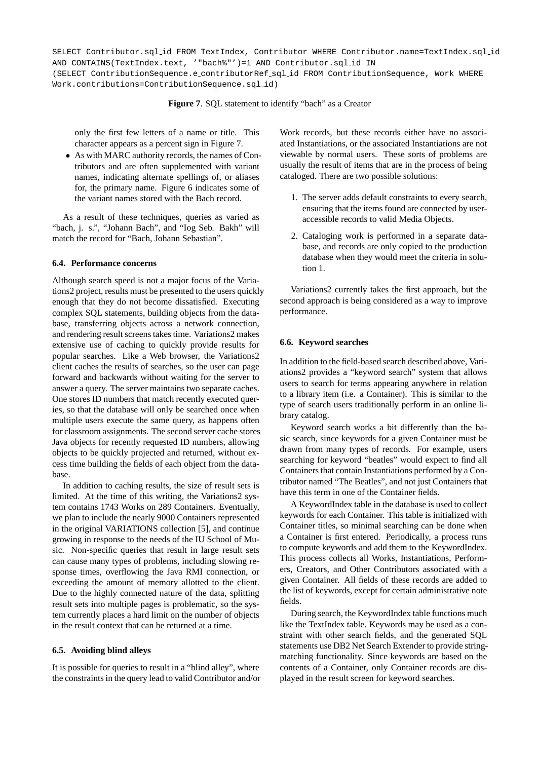```
SELECT Contributor.sql_id FROM TextIndex, Contributor WHERE Contributor.name=TextIndex.sql_id
AND CONTAINS(TextIndex.text, '"bach%"')=1 AND Contributor.sql_id IN
(SELECT ContributionSequence.e_contributorRef_sql_id FROM ContributionSequence, Work WHERE
Work.contributions=ContributionSequence.sql_id)
```

**Figure 7**. SQL statement to identify "bach" as a Creator

only the first few letters of a name or title. This character appears as a percent sign in Figure 7.

- As with MARC authority records, the names of Contributors and are often supplemented with variant names, indicating alternate spellings of, or aliases for, the primary name. Figure 6 indicates some of the variant names stored with the Bach record.

As a result of these techniques, queries as varied as "bach, j. s.", "Johann Bach", and "Iog Seb. Bakh" will match the record for "Bach, Johann Sebastian".

### 6.4. Performance concerns

Although search speed is not a major focus of the Variations2 project, results must be presented to the users quickly enough that they do not become dissatisfied. Executing complex SQL statements, building objects from the database, transferring objects across a network connection, and rendering result screens takes time. Variations2 makes extensive use of caching to quickly provide results for popular searches. Like a Web browser, the Variations2 client caches the results of searches, so the user can page forward and backwards without waiting for the server to answer a query. The server maintains two separate caches. One stores ID numbers that match recently executed queries, so that the database will only be searched once when multiple users execute the same query, as happens often for classroom assignments. The second server cache stores Java objects for recently requested ID numbers, allowing objects to be quickly projected and returned, without excess time building the fields of each object from the database.

In addition to caching results, the size of result sets is limited. At the time of this writing, the Variations2 system contains 1743 Works on 289 Containers. Eventually, we plan to include the nearly 9000 Containers represented in the original VARIATIONS collection [5], and continue growing in response to the needs of the IU School of Music. Non-specific queries that result in large result sets can cause many types of problems, including slowing response times, overflowing the Java RMI connection, or exceeding the amount of memory allotted to the client. Due to the highly connected nature of the data, splitting result sets into multiple pages is problematic, so the system currently places a hard limit on the number of objects in the result context that can be returned at a time.

### 6.5. Avoiding blind alleys

It is possible for queries to result in a "blind alley", where the constraints in the query lead to valid Contributor and/or Work records, but these records either have no associated Instantiations, or the associated Instantiations are not viewable by normal users. These sorts of problems are usually the result of items that are in the process of being cataloged. There are two possible solutions:

1. The server adds default constraints to every search, ensuring that the items found are connected by user-accessible records to valid Media Objects.
2. Cataloging work is performed in a separate database, and records are only copied to the production database when they would meet the criteria in solution 1.

Variations2 currently takes the first approach, but the second approach is being considered as a way to improve performance.

### 6.6. Keyword searches

In addition to the field-based search described above, Variations2 provides a "keyword search" system that allows users to search for terms appearing anywhere in relation to a library item (i.e. a Container). This is similar to the type of search users traditionally perform in an online library catalog.

Keyword search works a bit differently than the basic search, since keywords for a given Container must be drawn from many types of records. For example, users searching for keyword "beatles" would expect to find all Containers that contain Instantiations performed by a Contributor named "The Beatles", and not just Containers that have this term in one of the Container fields.

A KeywordIndex table in the database is used to collect keywords for each Container. This table is initialized with Container titles, so minimal searching can be done when a Container is first entered. Periodically, a process runs to compute keywords and add them to the KeywordIndex. This process collects all Works, Instantiations, Performers, Creators, and Other Contributors associated with a given Container. All fields of these records are added to the list of keywords, except for certain administrative note fields.

During search, the KeywordIndex table functions much like the TextIndex table. Keywords may be used as a constraint with other search fields, and the generated SQL statements use DB2 Net Search Extender to provide string-matching functionality. Since keywords are based on the contents of a Container, only Container records are displayed in the result screen for keyword searches.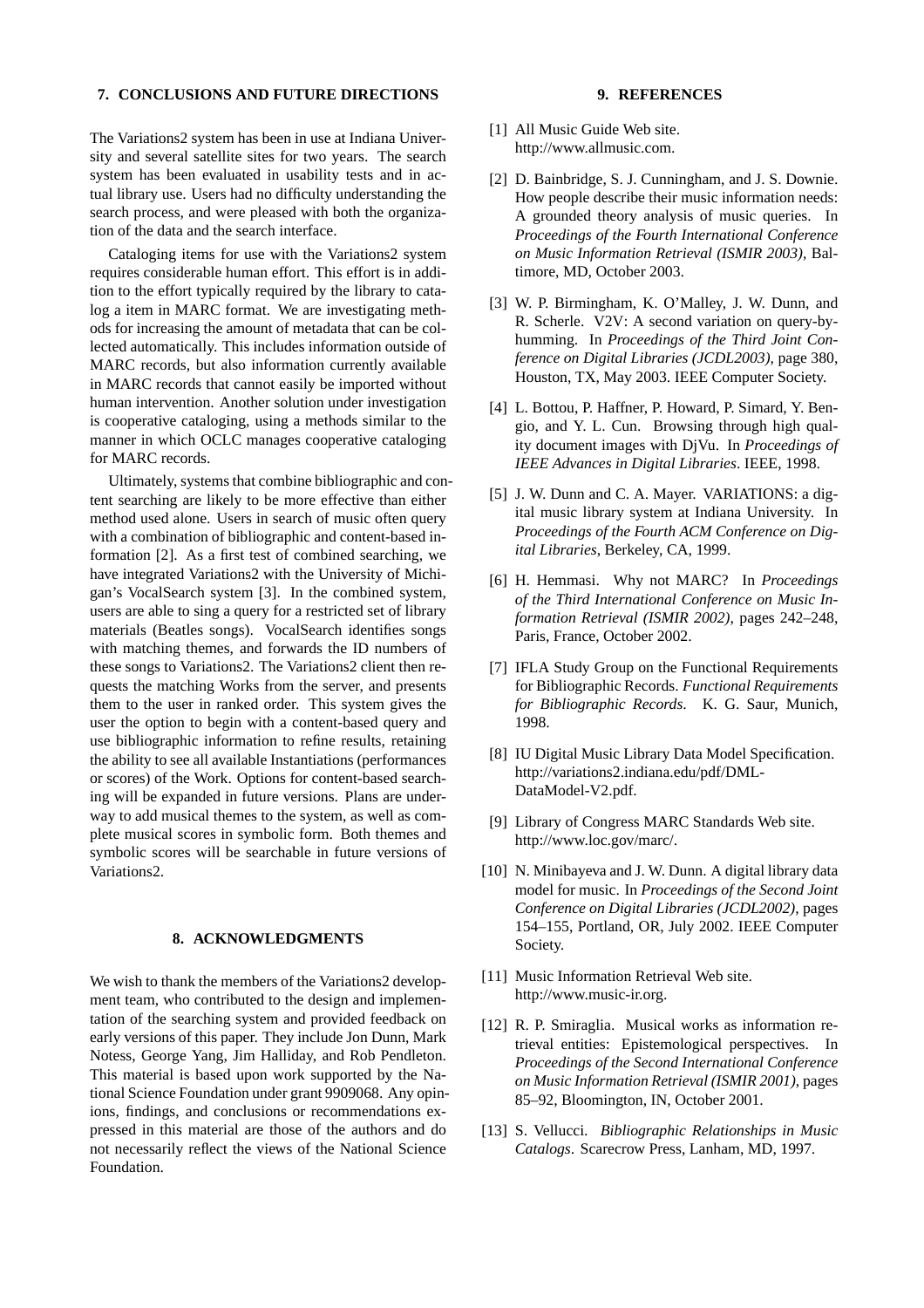## 7. CONCLUSIONS AND FUTURE DIRECTIONS

The Variations2 system has been in use at Indiana University and several satellite sites for two years. The search system has been evaluated in usability tests and in actual library use. Users had no difficulty understanding the search process, and were pleased with both the organization of the data and the search interface.

Cataloging items for use with the Variations2 system requires considerable human effort. This effort is in addition to the effort typically required by the library to catalog a item in MARC format. We are investigating methods for increasing the amount of metadata that can be collected automatically. This includes information outside of MARC records, but also information currently available in MARC records that cannot easily be imported without human intervention. Another solution under investigation is cooperative cataloging, using a methods similar to the manner in which OCLC manages cooperative cataloging for MARC records.

Ultimately, systems that combine bibliographic and content searching are likely to be more effective than either method used alone. Users in search of music often query with a combination of bibliographic and content-based information [2]. As a first test of combined searching, we have integrated Variations2 with the University of Michigan's VocalSearch system [3]. In the combined system, users are able to sing a query for a restricted set of library materials (Beatles songs). VocalSearch identifies songs with matching themes, and forwards the ID numbers of these songs to Variations2. The Variations2 client then requests the matching Works from the server, and presents them to the user in ranked order. This system gives the user the option to begin with a content-based query and use bibliographic information to refine results, retaining the ability to see all available Instantiations (performances or scores) of the Work. Options for content-based searching will be expanded in future versions. Plans are underway to add musical themes to the system, as well as complete musical scores in symbolic form. Both themes and symbolic scores will be searchable in future versions of Variations2.

## 8. ACKNOWLEDGMENTS

We wish to thank the members of the Variations2 development team, who contributed to the design and implementation of the searching system and provided feedback on early versions of this paper. They include Jon Dunn, Mark Notess, George Yang, Jim Halliday, and Rob Pendleton. This material is based upon work supported by the National Science Foundation under grant 9909068. Any opinions, findings, and conclusions or recommendations expressed in this material are those of the authors and do not necessarily reflect the views of the National Science Foundation.

## 9. REFERENCES

[1] All Music Guide Web site. http://www.allmusic.com.

[2] D. Bainbridge, S. J. Cunningham, and J. S. Downie. How people describe their music information needs: A grounded theory analysis of music queries. In *Proceedings of the Fourth International Conference on Music Information Retrieval (ISMIR 2003)*, Baltimore, MD, October 2003.

[3] W. P. Birmingham, K. O'Malley, J. W. Dunn, and R. Scherle. V2V: A second variation on query-by-humming. In *Proceedings of the Third Joint Conference on Digital Libraries (JCDL2003)*, page 380, Houston, TX, May 2003. IEEE Computer Society.

[4] L. Bottou, P. Haffner, P. Howard, P. Simard, Y. Bengio, and Y. L. Cun. Browsing through high quality document images with DjVu. In *Proceedings of IEEE Advances in Digital Libraries*. IEEE, 1998.

[5] J. W. Dunn and C. A. Mayer. VARIATIONS: a digital music library system at Indiana University. In *Proceedings of the Fourth ACM Conference on Digital Libraries*, Berkeley, CA, 1999.

[6] H. Hemmasi. Why not MARC? In *Proceedings of the Third International Conference on Music Information Retrieval (ISMIR 2002)*, pages 242–248, Paris, France, October 2002.

[7] IFLA Study Group on the Functional Requirements for Bibliographic Records. *Functional Requirements for Bibliographic Records*. K. G. Saur, Munich, 1998.

[8] IU Digital Music Library Data Model Specification. http://variations2.indiana.edu/pdf/DML-DataModel-V2.pdf.

[9] Library of Congress MARC Standards Web site. http://www.loc.gov/marc/.

[10] N. Minibayeva and J. W. Dunn. A digital library data model for music. In *Proceedings of the Second Joint Conference on Digital Libraries (JCDL2002)*, pages 154–155, Portland, OR, July 2002. IEEE Computer Society.

[11] Music Information Retrieval Web site. http://www.music-ir.org.

[12] R. P. Smiraglia. Musical works as information retrieval entities: Epistemological perspectives. In *Proceedings of the Second International Conference on Music Information Retrieval (ISMIR 2001)*, pages 85–92, Bloomington, IN, October 2001.

[13] S. Vellucci. *Bibliographic Relationships in Music Catalogs*. Scarecrow Press, Lanham, MD, 1997.